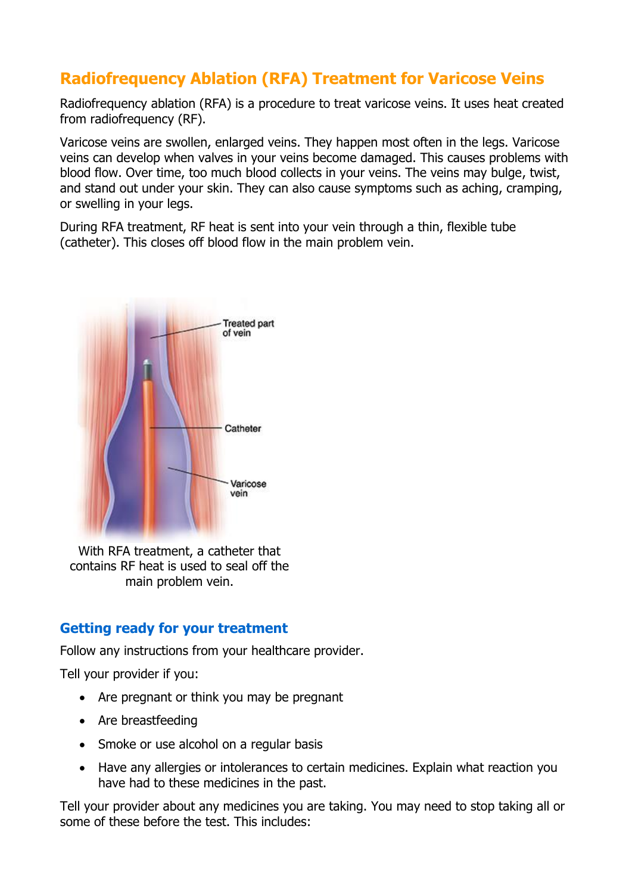# Radiofrequency Ablation (RFA) Treatment for Varicose Veins

Radiofrequency ablation (RFA) is a procedure to treat varicose veins. It uses heat created from radiofrequency (RF).

Varicose veins are swollen, enlarged veins. They happen most often in the legs. Varicose veins can develop when valves in your veins become damaged. This causes problems with blood flow. Over time, too much blood collects in your veins. The veins may bulge, twist, and stand out under your skin. They can also cause symptoms such as aching, cramping, or swelling in your legs.

During RFA treatment, RF heat is sent into your vein through a thin, flexible tube (catheter). This closes off blood flow in the main problem vein.

With RFA treatment, a catheter that contains RF heat is used to seal off the main problem vein.

## Getting ready for your treatment

Follow any instructions from your healthcare provider.

Tell your provider if you:

- Are pregnant or think you may be pregnant
- Are breastfeeding
- Smoke or use alcohol on a regular basis
- Have any allergies or intolerances to certain medicines. Explain what reaction you have had to these medicines in the past.

Tell your provider about any medicines you are taking. You may need to stop taking all or some of these before the test. This includes: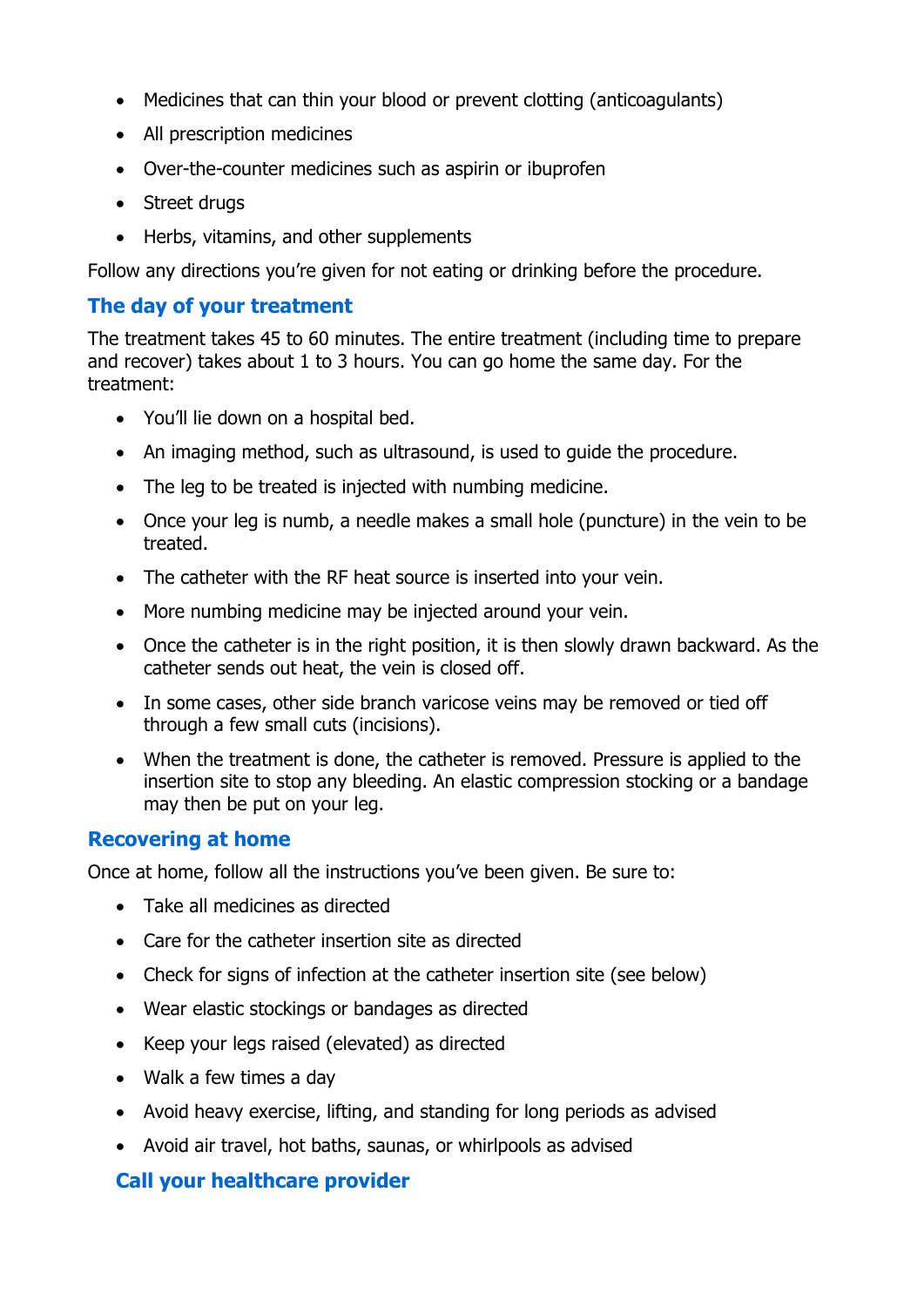- Medicines that can thin your blood or prevent clotting (anticoagulants)
- All prescription medicines
- Over-the-counter medicines such as aspirin or ibuprofen
- Street drugs
- Herbs, vitamins, and other supplements

Follow any directions you're given for not eating or drinking before the procedure.

## The day of your treatment

The treatment takes 45 to 60 minutes. The entire treatment (including time to prepare and recover) takes about 1 to 3 hours. You can go home the same day. For the treatment:

- You'll lie down on a hospital bed.
- An imaging method, such as ultrasound, is used to guide the procedure.
- The leg to be treated is injected with numbing medicine.
- Once your leg is numb, a needle makes a small hole (puncture) in the vein to be treated.
- The catheter with the RF heat source is inserted into your vein.
- More numbing medicine may be injected around your vein.
- Once the catheter is in the right position, it is then slowly drawn backward. As the catheter sends out heat, the vein is closed off.
- In some cases, other side branch varicose veins may be removed or tied off through a few small cuts (incisions).
- When the treatment is done, the catheter is removed. Pressure is applied to the insertion site to stop any bleeding. An elastic compression stocking or a bandage may then be put on your leg.

## Recovering at home

Once at home, follow all the instructions you've been given. Be sure to:

- Take all medicines as directed
- Care for the catheter insertion site as directed
- Check for signs of infection at the catheter insertion site (see below)
- Wear elastic stockings or bandages as directed
- Keep your legs raised (elevated) as directed
- Walk a few times a day
- Avoid heavy exercise, lifting, and standing for long periods as advised
- Avoid air travel, hot baths, saunas, or whirlpools as advised

### Call your healthcare provider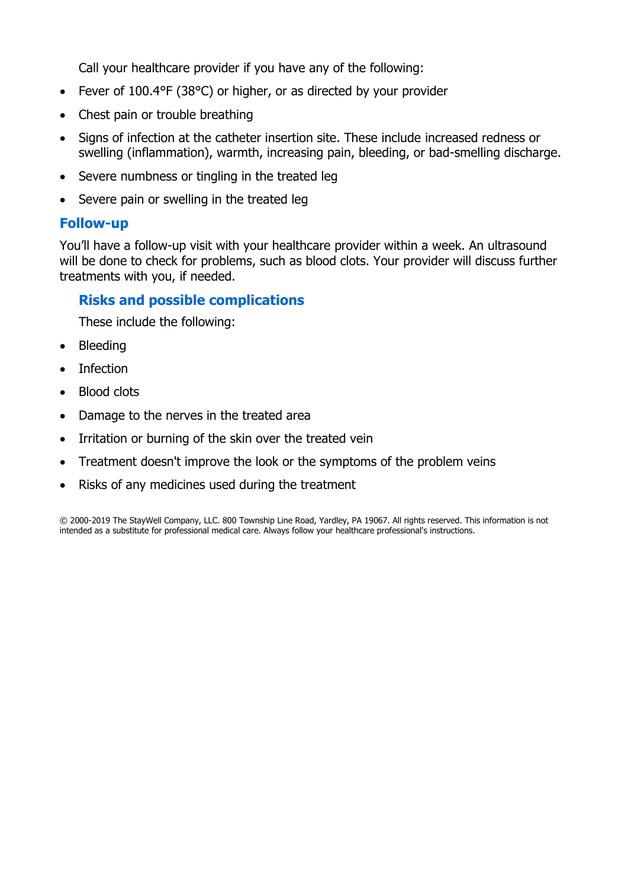Call your healthcare provider if you have any of the following:

- Fever of 100.4°F (38°C) or higher, or as directed by your provider
- Chest pain or trouble breathing
- Signs of infection at the catheter insertion site. These include increased redness or swelling (inflammation), warmth, increasing pain, bleeding, or bad-smelling discharge.
- Severe numbness or tingling in the treated leg
- Severe pain or swelling in the treated leg

## Follow-up

You'll have a follow-up visit with your healthcare provider within a week. An ultrasound will be done to check for problems, such as blood clots. Your provider will discuss further treatments with you, if needed.

## Risks and possible complications

These include the following:

- Bleeding
- Infection
- Blood clots
- Damage to the nerves in the treated area
- Irritation or burning of the skin over the treated vein
- Treatment doesn't improve the look or the symptoms of the problem veins
- Risks of any medicines used during the treatment

© 2000-2019 The StayWell Company, LLC. 800 Township Line Road, Yardley, PA 19067. All rights reserved. This information is not intended as a substitute for professional medical care. Always follow your healthcare professional's instructions.